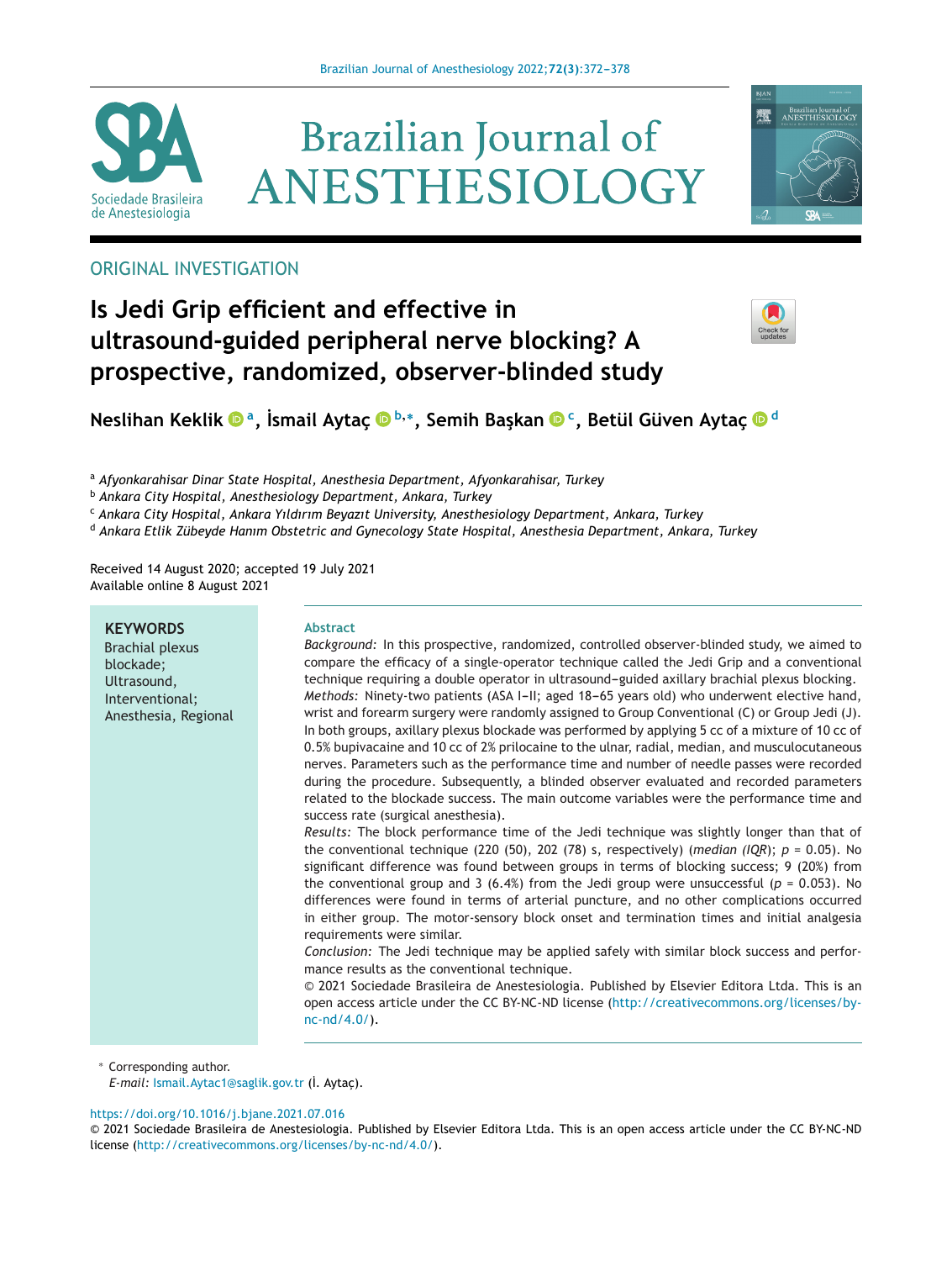ORIGINAL INVESTIGATION

# Is Jedi Grip efficient and effective in ultrasound-guided peripheral nerve blocking? A prospective, randomized, observer-blinded study

**Neslihan Keklik [a], İsmail Aytaç [b,*], Semih Başkan [c], Betül Güven Aytaç [d]**

[a] Afyonkarahisar Dinar State Hospital, Anesthesia Department, Afyonkarahisar, Turkey

[b] Ankara City Hospital, Anesthesiology Department, Ankara, Turkey

[c] Ankara City Hospital, Ankara Yıldırım Beyazıt University, Anesthesiology Department, Ankara, Turkey

[d] Ankara Etlik Zübeyde Hanım Obstetric and Gynecology State Hospital, Anesthesia Department, Ankara, Turkey

Received 14 August 2020; accepted 19 July 2021
Available online 8 August 2021

**KEYWORDS**
Brachial plexus blockade;
Ultrasound,
Interventional;
Anesthesia, Regional

**Abstract**

*Background:* In this prospective, randomized, controlled observer-blinded study, we aimed to compare the efficacy of a single-operator technique called the Jedi Grip and a conventional technique requiring a double operator in ultrasound-guided axillary brachial plexus blocking.

*Methods:* Ninety-two patients (ASA I–II; aged 18–65 years old) who underwent elective hand, wrist and forearm surgery were randomly assigned to Group Conventional (C) or Group Jedi (J). In both groups, axillary plexus blockade was performed by applying 5 cc of a mixture of 10 cc of 0.5% bupivacaine and 10 cc of 2% prilocaine to the ulnar, radial, median, and musculocutaneous nerves. Parameters such as the performance time and number of needle passes were recorded during the procedure. Subsequently, a blinded observer evaluated and recorded parameters related to the blockade success. The main outcome variables were the performance time and success rate (surgical anesthesia).

*Results:* The block performance time of the Jedi technique was slightly longer than that of the conventional technique (220 (50), 202 (78) s, respectively) (*median (IQR)*; $p = 0.05$). No significant difference was found between groups in terms of blocking success; 9 (20%) from the conventional group and 3 (6.4%) from the Jedi group were unsuccessful ($p = 0.053$). No differences were found in terms of arterial puncture, and no other complications occurred in either group. The motor-sensory block onset and termination times and initial analgesia requirements were similar.

*Conclusion:* The Jedi technique may be applied safely with similar block success and performance results as the conventional technique.

© 2021 Sociedade Brasileira de Anestesiologia. Published by Elsevier Editora Ltda. This is an open access article under the CC BY-NC-ND license (http://creativecommons.org/licenses/by-nc-nd/4.0/).

* Corresponding author.
*E-mail:* Ismail.Aytac1@saglik.gov.tr (İ. Aytaç).

https://doi.org/10.1016/j.bjane.2021.07.016
© 2021 Sociedade Brasileira de Anestesiologia. Published by Elsevier Editora Ltda. This is an open access article under the CC BY-NC-ND license (http://creativecommons.org/licenses/by-nc-nd/4.0/).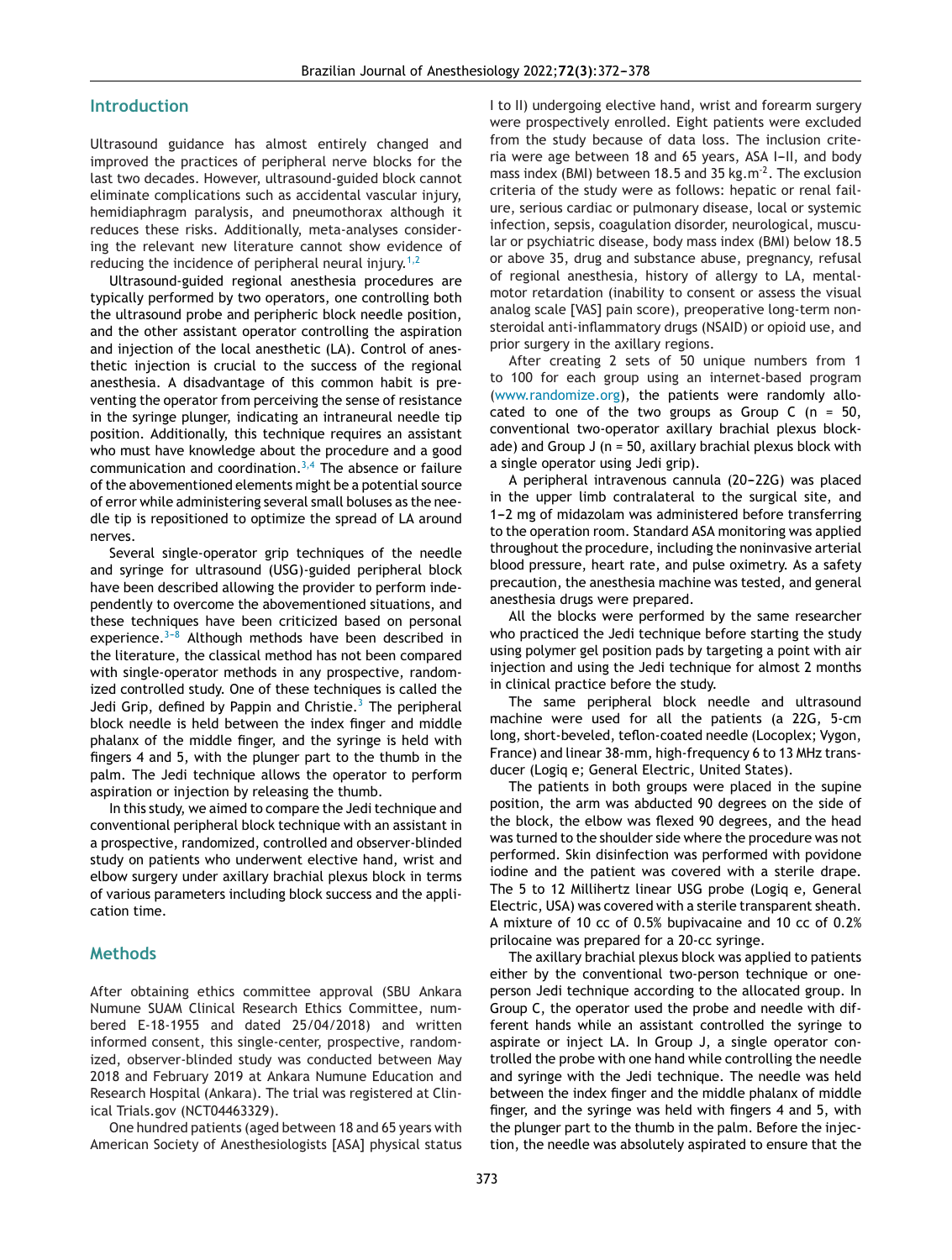## Introduction

Ultrasound guidance has almost entirely changed and improved the practices of peripheral nerve blocks for the last two decades. However, ultrasound-guided block cannot eliminate complications such as accidental vascular injury, hemidiaphragm paralysis, and pneumothorax although it reduces these risks. Additionally, meta-analyses considering the relevant new literature cannot show evidence of reducing the incidence of peripheral neural injury.[1,2]

Ultrasound-guided regional anesthesia procedures are typically performed by two operators, one controlling both the ultrasound probe and peripheric block needle position, and the other assistant operator controlling the aspiration and injection of the local anesthetic (LA). Control of anesthetic injection is crucial to the success of the regional anesthesia. A disadvantage of this common habit is preventing the operator from perceiving the sense of resistance in the syringe plunger, indicating an intraneural needle tip position. Additionally, this technique requires an assistant who must have knowledge about the procedure and a good communication and coordination.[3,4] The absence or failure of the abovementioned elements might be a potential source of error while administering several small boluses as the needle tip is repositioned to optimize the spread of LA around nerves.

Several single-operator grip techniques of the needle and syringe for ultrasound (USG)-guided peripheral block have been described allowing the provider to perform independently to overcome the abovementioned situations, and these techniques have been criticized based on personal experience.[3–8] Although methods have been described in the literature, the classical method has not been compared with single-operator methods in any prospective, randomized controlled study. One of these techniques is called the Jedi Grip, defined by Pappin and Christie.[3] The peripheral block needle is held between the index finger and middle phalanx of the middle finger, and the syringe is held with fingers 4 and 5, with the plunger part to the thumb in the palm. The Jedi technique allows the operator to perform aspiration or injection by releasing the thumb.

In this study, we aimed to compare the Jedi technique and conventional peripheral block technique with an assistant in a prospective, randomized, controlled and observer-blinded study on patients who underwent elective hand, wrist and elbow surgery under axillary brachial plexus block in terms of various parameters including block success and the application time.

## Methods

After obtaining ethics committee approval (SBU Ankara Numune SUAM Clinical Research Ethics Committee, numbered E-18-1955 and dated 25/04/2018) and written informed consent, this single-center, prospective, randomized, observer-blinded study was conducted between May 2018 and February 2019 at Ankara Numune Education and Research Hospital (Ankara). The trial was registered at Clinical Trials.gov (NCT04463329).

One hundred patients (aged between 18 and 65 years with American Society of Anesthesiologists [ASA] physical status I to II) undergoing elective hand, wrist and forearm surgery were prospectively enrolled. Eight patients were excluded from the study because of data loss. The inclusion criteria were age between 18 and 65 years, ASA I–II, and body mass index (BMI) between 18.5 and 35 kg.m$^{-2}$. The exclusion criteria of the study were as follows: hepatic or renal failure, serious cardiac or pulmonary disease, local or systemic infection, sepsis, coagulation disorder, neurological, muscular or psychiatric disease, body mass index (BMI) below 18.5 or above 35, drug and substance abuse, pregnancy, refusal of regional anesthesia, history of allergy to LA, mental-motor retardation (inability to consent or assess the visual analog scale [VAS] pain score), preoperative long-term nonsteroidal anti-inflammatory drugs (NSAID) or opioid use, and prior surgery in the axillary regions.

After creating 2 sets of 50 unique numbers from 1 to 100 for each group using an internet-based program (www.randomize.org), the patients were randomly allocated to one of the two groups as Group C (n = 50, conventional two-operator axillary brachial plexus blockade) and Group J (n = 50, axillary brachial plexus block with a single operator using Jedi grip).

A peripheral intravenous cannula (20–22G) was placed in the upper limb contralateral to the surgical site, and 1–2 mg of midazolam was administered before transferring to the operation room. Standard ASA monitoring was applied throughout the procedure, including the noninvasive arterial blood pressure, heart rate, and pulse oximetry. As a safety precaution, the anesthesia machine was tested, and general anesthesia drugs were prepared.

All the blocks were performed by the same researcher who practiced the Jedi technique before starting the study using polymer gel position pads by targeting a point with air injection and using the Jedi technique for almost 2 months in clinical practice before the study.

The same peripheral block needle and ultrasound machine were used for all the patients (a 22G, 5-cm long, short-beveled, teflon-coated needle (Locoplex; Vygon, France) and linear 38-mm, high-frequency 6 to 13 MHz transducer (Logiq e; General Electric, United States).

The patients in both groups were placed in the supine position, the arm was abducted 90 degrees on the side of the block, the elbow was flexed 90 degrees, and the head was turned to the shoulder side where the procedure was not performed. Skin disinfection was performed with povidone iodine and the patient was covered with a sterile drape. The 5 to 12 Millihertz linear USG probe (Logiq e, General Electric, USA) was covered with a sterile transparent sheath. A mixture of 10 cc of 0.5% bupivacaine and 10 cc of 0.2% prilocaine was prepared for a 20-cc syringe.

The axillary brachial plexus block was applied to patients either by the conventional two-person technique or one-person Jedi technique according to the allocated group. In Group C, the operator used the probe and needle with different hands while an assistant controlled the syringe to aspirate or inject LA. In Group J, a single operator controlled the probe with one hand while controlling the needle and syringe with the Jedi technique. The needle was held between the index finger and the middle phalanx of middle finger, and the syringe was held with fingers 4 and 5, with the plunger part to the thumb in the palm. Before the injection, the needle was absolutely aspirated to ensure that the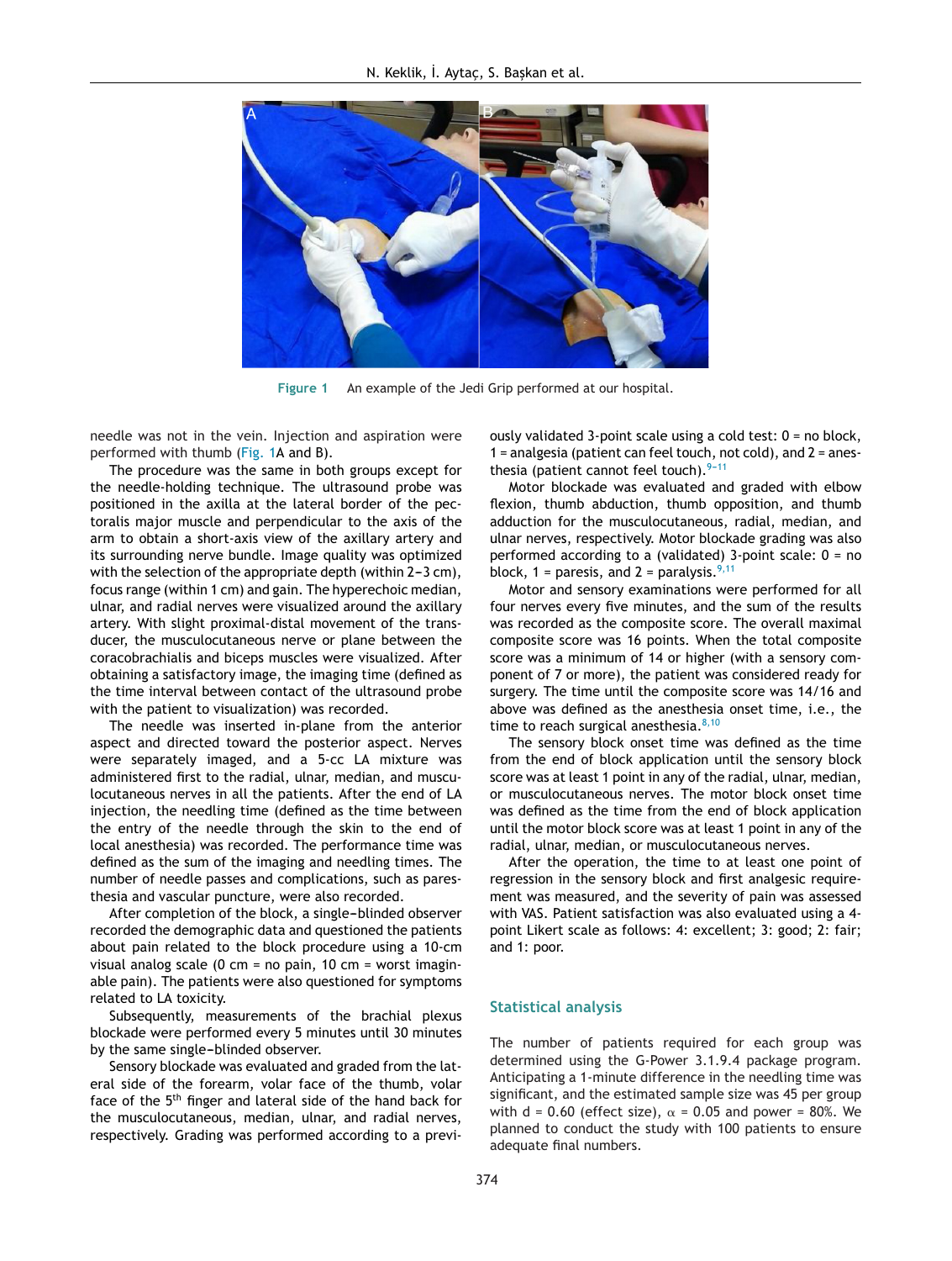Figure 1 An example of the Jedi Grip performed at our hospital.

needle was not in the vein. Injection and aspiration were performed with thumb (Fig. 1A and B).

The procedure was the same in both groups except for the needle-holding technique. The ultrasound probe was positioned in the axilla at the lateral border of the pectoralis major muscle and perpendicular to the axis of the arm to obtain a short-axis view of the axillary artery and its surrounding nerve bundle. Image quality was optimized with the selection of the appropriate depth (within 2−3 cm), focus range (within 1 cm) and gain. The hyperechoic median, ulnar, and radial nerves were visualized around the axillary artery. With slight proximal-distal movement of the transducer, the musculocutaneous nerve or plane between the coracobrachialis and biceps muscles were visualized. After obtaining a satisfactory image, the imaging time (defined as the time interval between contact of the ultrasound probe with the patient to visualization) was recorded.

The needle was inserted in-plane from the anterior aspect and directed toward the posterior aspect. Nerves were separately imaged, and a 5-cc LA mixture was administered first to the radial, ulnar, median, and musculocutaneous nerves in all the patients. After the end of LA injection, the needling time (defined as the time between the entry of the needle through the skin to the end of local anesthesia) was recorded. The performance time was defined as the sum of the imaging and needling times. The number of needle passes and complications, such as paresthesia and vascular puncture, were also recorded.

After completion of the block, a single−blinded observer recorded the demographic data and questioned the patients about pain related to the block procedure using a 10-cm visual analog scale (0 cm = no pain, 10 cm = worst imaginable pain). The patients were also questioned for symptoms related to LA toxicity.

Subsequently, measurements of the brachial plexus blockade were performed every 5 minutes until 30 minutes by the same single−blinded observer.

Sensory blockade was evaluated and graded from the lateral side of the forearm, volar face of the thumb, volar face of the 5th finger and lateral side of the hand back for the musculocutaneous, median, ulnar, and radial nerves, respectively. Grading was performed according to a previously validated 3-point scale using a cold test: 0 = no block, 1 = analgesia (patient can feel touch, not cold), and 2 = anesthesia (patient cannot feel touch).[9-11]

Motor blockade was evaluated and graded with elbow flexion, thumb abduction, thumb opposition, and thumb adduction for the musculocutaneous, radial, median, and ulnar nerves, respectively. Motor blockade grading was also performed according to a (validated) 3-point scale: 0 = no block, 1 = paresis, and 2 = paralysis.[9,11]

Motor and sensory examinations were performed for all four nerves every five minutes, and the sum of the results was recorded as the composite score. The overall maximal composite score was 16 points. When the total composite score was a minimum of 14 or higher (with a sensory component of 7 or more), the patient was considered ready for surgery. The time until the composite score was 14/16 and above was defined as the anesthesia onset time, i.e., the time to reach surgical anesthesia.[8,10]

The sensory block onset time was defined as the time from the end of block application until the sensory block score was at least 1 point in any of the radial, ulnar, median, or musculocutaneous nerves. The motor block onset time was defined as the time from the end of block application until the motor block score was at least 1 point in any of the radial, ulnar, median, or musculocutaneous nerves.

After the operation, the time to at least one point of regression in the sensory block and first analgesic requirement was measured, and the severity of pain was assessed with VAS. Patient satisfaction was also evaluated using a 4-point Likert scale as follows: 4: excellent; 3: good; 2: fair; and 1: poor.

## Statistical analysis

The number of patients required for each group was determined using the G-Power 3.1.9.4 package program. Anticipating a 1-minute difference in the needling time was significant, and the estimated sample size was 45 per group with d = 0.60 (effect size), $\alpha$ = 0.05 and power = 80%. We planned to conduct the study with 100 patients to ensure adequate final numbers.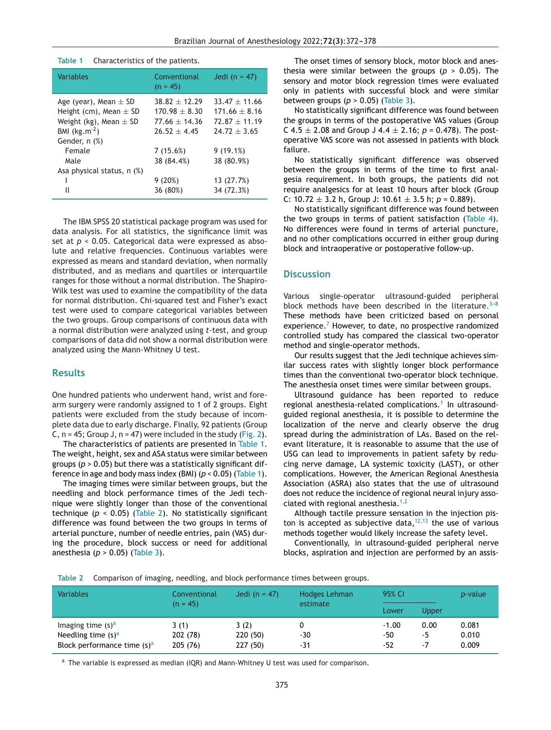Table 1 Characteristics of the patients.

| Variables | Conventional (n = 45) | Jedi (n = 47) |
|---|---|---|
| Age (year), Mean ± SD | 38.82 ± 12.29 | 33.47 ± 11.66 |
| Height (cm), Mean ± SD | 170.98 ± 8.30 | 171.66 ± 8.16 |
| Weight (kg), Mean ± SD | 77.66 ± 14.36 | 72.87 ± 11.19 |
| BMI (kg.m$^{-2}$) | 26.52 ± 4.45 | 24.72 ± 3.65 |
| Gender, n (%) | | |
| Female | 7 (15.6%) | 9 (19.1%) |
| Male | 38 (84.4%) | 38 (80.9%) |
| Asa physical status, n (%) | | |
| I | 9 (20%) | 13 (27.7%) |
| II | 36 (80%) | 34 (72.3%) |

The IBM SPSS 20 statistical package program was used for data analysis. For all statistics, the significance limit was set at $p < 0.05$. Categorical data were expressed as absolute and relative frequencies. Continuous variables were expressed as means and standard deviation, when normally distributed, and as medians and quartiles or interquartile ranges for those without a normal distribution. The Shapiro-Wilk test was used to examine the compatibility of the data for normal distribution. Chi-squared test and Fisher's exact test were used to compare categorical variables between the two groups. Group comparisons of continuous data with a normal distribution were analyzed using *t*-test, and group comparisons of data did not show a normal distribution were analyzed using the Mann-Whitney U test.

## Results

One hundred patients who underwent hand, wrist and forearm surgery were randomly assigned to 1 of 2 groups. Eight patients were excluded from the study because of incomplete data due to early discharge. Finally, 92 patients (Group C, n = 45; Group J, n = 47) were included in the study (Fig. 2).

The characteristics of patients are presented in Table 1. The weight, height, sex and ASA status were similar between groups ($p > 0.05$) but there was a statistically significant difference in age and body mass index (BMI) ($p < 0.05$) (Table 1).

The imaging times were similar between groups, but the needling and block performance times of the Jedi technique were slightly longer than those of the conventional technique ($p < 0.05$) (Table 2). No statistically significant difference was found between the two groups in terms of arterial puncture, number of needle entries, pain (VAS) during the procedure, block success or need for additional anesthesia ($p > 0.05$) (Table 3).

The onset times of sensory block, motor block and anesthesia were similar between the groups ($p > 0.05$). The sensory and motor block regression times were evaluated only in patients with successful block and were similar between groups ($p > 0.05$) (Table 3).

No statistically significant difference was found between the groups in terms of the postoperative VAS values (Group C 4.5 ± 2.08 and Group J 4.4 ± 2.16; $p = 0.478$). The postoperative VAS score was not assessed in patients with block failure.

No statistically significant difference was observed between the groups in terms of the time to first analgesia requirement. In both groups, the patients did not require analgesics for at least 10 hours after block (Group C: 10.72 ± 3.2 h, Group J: 10.61 ± 3.5 h; $p = 0.889$).

No statistically significant difference was found between the two groups in terms of patient satisfaction (Table 4). No differences were found in terms of arterial puncture, and no other complications occurred in either group during block and intraoperative or postoperative follow-up.

## Discussion

Various single-operator ultrasound-guided peripheral block methods have been described in the literature.[3-8] These methods have been criticized based on personal experience.[7] However, to date, no prospective randomized controlled study has compared the classical two-operator method and single-operator methods.

Our results suggest that the Jedi technique achieves similar success rates with slightly longer block performance times than the conventional two-operator block technique. The anesthesia onset times were similar between groups.

Ultrasound guidance has been reported to reduce regional anesthesia-related complications.[1] In ultrasound-guided regional anesthesia, it is possible to determine the localization of the nerve and clearly observe the drug spread during the administration of LAs. Based on the relevant literature, it is reasonable to assume that the use of USG can lead to improvements in patient safety by reducing nerve damage, LA systemic toxicity (LAST), or other complications. However, the American Regional Anesthesia Association (ASRA) also states that the use of ultrasound does not reduce the incidence of regional neural injury associated with regional anesthesia.[1,2]

Although tactile pressure sensation in the injection piston is accepted as subjective data,[12,13] the use of various methods together would likely increase the safety level.

Conventionally, in ultrasound-guided peripheral nerve blocks, aspiration and injection are performed by an assis-

Table 2 Comparison of imaging, needling, and block performance times between groups.

| Variables | Conventional (n = 45) | Jedi (n = 47) | Hodges Lehman estimate | 95% CI | | *p*-value |
|---|---|---|---|---|---|---|
| | | | | Lower | Upper | |
| Imaging time (s)[a] | 3 (1) | 3 (2) | 0 | -1.00 | 0.00 | 0.081 |
| Needling time (s)[a] | 202 (78) | 220 (50) | -30 | -50 | -5 | 0.010 |
| Block performance time (s)[a] | 205 (76) | 227 (50) | -31 | -52 | -7 | 0.009 |

[a] The variable is expressed as median (IQR) and Mann-Whitney U test was used for comparison.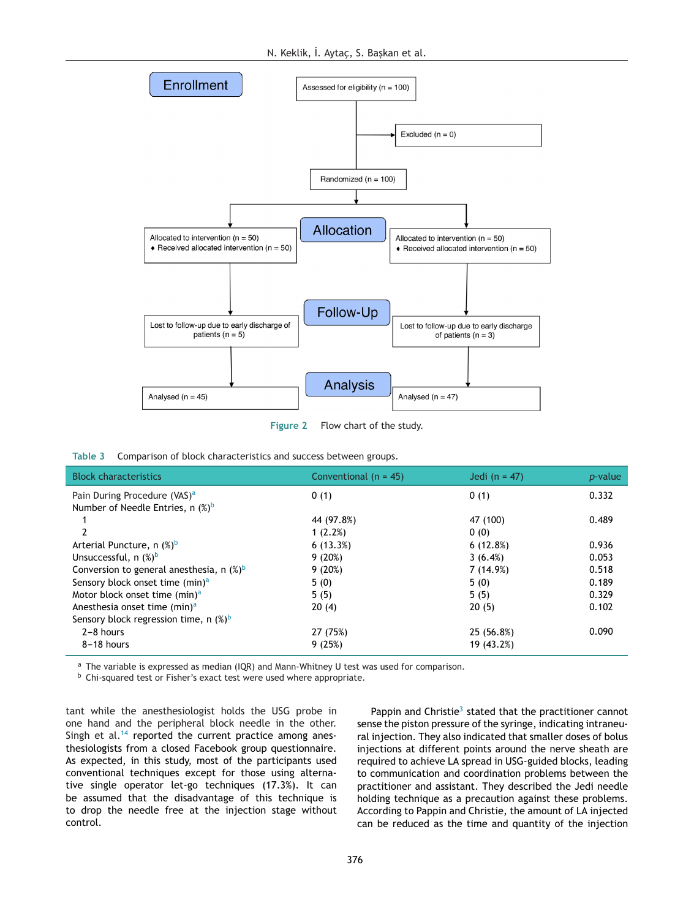Figure 2 Flow chart of the study.

Table 3 Comparison of block characteristics and success between groups.

| Block characteristics | Conventional (n = 45) | Jedi (n = 47) | *p*-value |
|---|---|---|---|
| Pain During Procedure (VAS)[a] | 0 (1) | 0 (1) | 0.332 |
| Number of Needle Entries, n (%)[b] | | | |
| 1 | 44 (97.8%) | 47 (100) | 0.489 |
| 2 | 1 (2.2%) | 0 (0) | |
| Arterial Puncture, n (%)[b] | 6 (13.3%) | 6 (12.8%) | 0.936 |
| Unsuccessful, n (%)[b] | 9 (20%) | 3 (6.4%) | 0.053 |
| Conversion to general anesthesia, n (%)[b] | 9 (20%) | 7 (14.9%) | 0.518 |
| Sensory block onset time (min)[a] | 5 (0) | 5 (0) | 0.189 |
| Motor block onset time (min)[a] | 5 (5) | 5 (5) | 0.329 |
| Anesthesia onset time (min)[a] | 20 (4) | 20 (5) | 0.102 |
| Sensory block regression time, n (%)[b] | | | |
| 2–8 hours | 27 (75%) | 25 (56.8%) | 0.090 |
| 8–18 hours | 9 (25%) | 19 (43.2%) | |

[a] The variable is expressed as median (IQR) and Mann-Whitney U test was used for comparison.
[b] Chi-squared test or Fisher's exact test were used where appropriate.

tant while the anesthesiologist holds the USG probe in one hand and the peripheral block needle in the other. Singh et al.[14] reported the current practice among anesthesiologists from a closed Facebook group questionnaire. As expected, in this study, most of the participants used conventional techniques except for those using alternative single operator let-go techniques (17.3%). It can be assumed that the disadvantage of this technique is to drop the needle free at the injection stage without control.

Pappin and Christie[3] stated that the practitioner cannot sense the piston pressure of the syringe, indicating intraneural injection. They also indicated that smaller doses of bolus injections at different points around the nerve sheath are required to achieve LA spread in USG-guided blocks, leading to communication and coordination problems between the practitioner and assistant. They described the Jedi needle holding technique as a precaution against these problems. According to Pappin and Christie, the amount of LA injected can be reduced as the time and quantity of the injection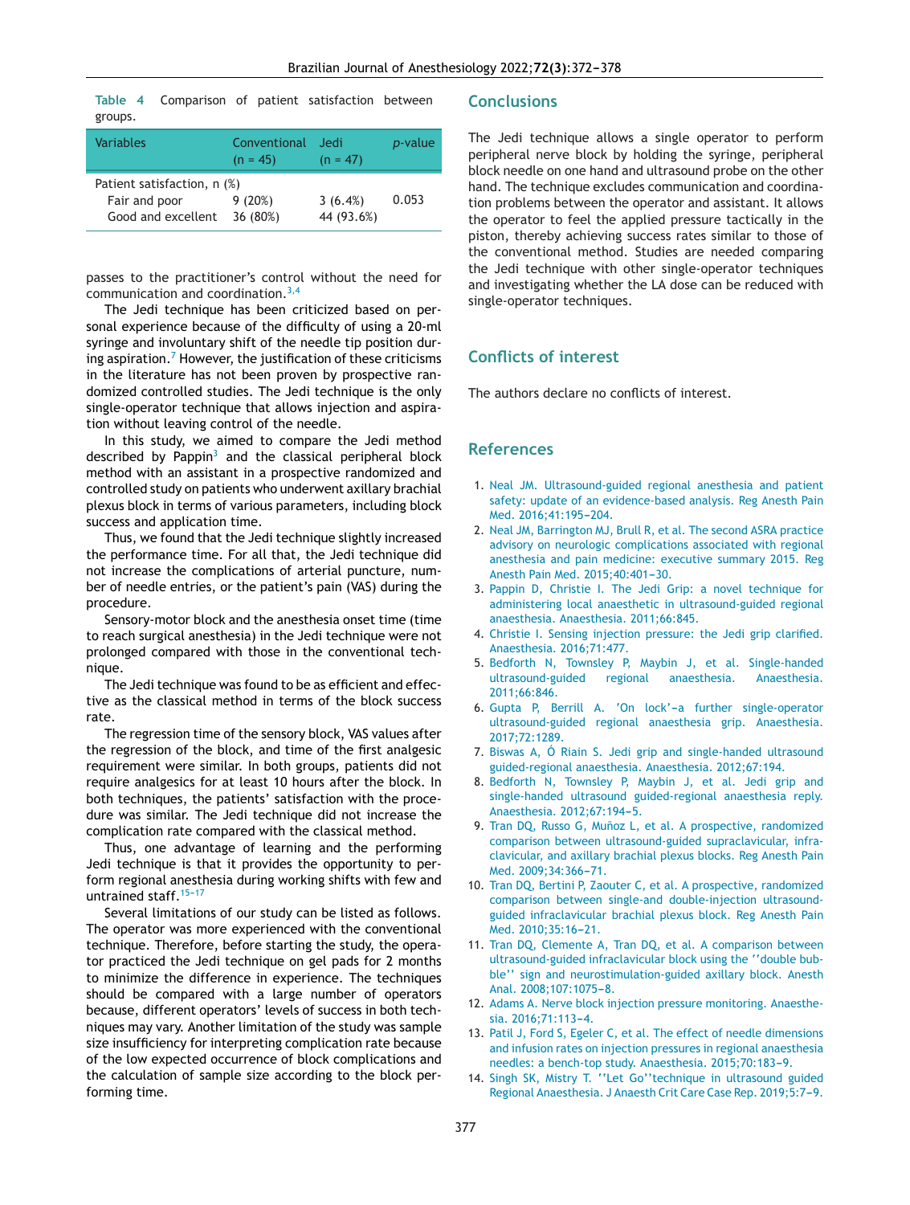**Table 4** Comparison of patient satisfaction between groups.

| Variables | Conventional (n = 45) | Jedi (n = 47) | p-value |
|---|---|---|---|
| Patient satisfaction, n (%) | | | |
| Fair and poor | 9 (20%) | 3 (6.4%) | 0.053 |
| Good and excellent | 36 (80%) | 44 (93.6%) | |

passes to the practitioner's control without the need for communication and coordination.[3,4]

The Jedi technique has been criticized based on personal experience because of the difficulty of using a 20-ml syringe and involuntary shift of the needle tip position during aspiration.[7] However, the justification of these criticisms in the literature has not been proven by prospective randomized controlled studies. The Jedi technique is the only single-operator technique that allows injection and aspiration without leaving control of the needle.

In this study, we aimed to compare the Jedi method described by Pappin[3] and the classical peripheral block method with an assistant in a prospective randomized and controlled study on patients who underwent axillary brachial plexus block in terms of various parameters, including block success and application time.

Thus, we found that the Jedi technique slightly increased the performance time. For all that, the Jedi technique did not increase the complications of arterial puncture, number of needle entries, or the patient's pain (VAS) during the procedure.

Sensory-motor block and the anesthesia onset time (time to reach surgical anesthesia) in the Jedi technique were not prolonged compared with those in the conventional technique.

The Jedi technique was found to be as efficient and effective as the classical method in terms of the block success rate.

The regression time of the sensory block, VAS values after the regression of the block, and time of the first analgesic requirement were similar. In both groups, patients did not require analgesics for at least 10 hours after the block. In both techniques, the patients' satisfaction with the procedure was similar. The Jedi technique did not increase the complication rate compared with the classical method.

Thus, one advantage of learning and the performing Jedi technique is that it provides the opportunity to perform regional anesthesia during working shifts with few and untrained staff.[15-17]

Several limitations of our study can be listed as follows. The operator was more experienced with the conventional technique. Therefore, before starting the study, the operator practiced the Jedi technique on gel pads for 2 months to minimize the difference in experience. The techniques should be compared with a large number of operators because, different operators' levels of success in both techniques may vary. Another limitation of the study was sample size insufficiency for interpreting complication rate because of the low expected occurrence of block complications and the calculation of sample size according to the block performing time.

## Conclusions

The Jedi technique allows a single operator to perform peripheral nerve block by holding the syringe, peripheral block needle on one hand and ultrasound probe on the other hand. The technique excludes communication and coordination problems between the operator and assistant. It allows the operator to feel the applied pressure tactically in the piston, thereby achieving success rates similar to those of the conventional method. Studies are needed comparing the Jedi technique with other single-operator techniques and investigating whether the LA dose can be reduced with single-operator techniques.

## Conflicts of interest

The authors declare no conflicts of interest.

## References

1. Neal JM. Ultrasound-guided regional anesthesia and patient safety: update of an evidence-based analysis. Reg Anesth Pain Med. 2016;41:195–204.
2. Neal JM, Barrington MJ, Brull R, et al. The second ASRA practice advisory on neurologic complications associated with regional anesthesia and pain medicine: executive summary 2015. Reg Anesth Pain Med. 2015;40:401–30.
3. Pappin D, Christie I. The Jedi Grip: a novel technique for administering local anaesthetic in ultrasound-guided regional anaesthesia. Anaesthesia. 2011;66:845.
4. Christie I. Sensing injection pressure: the Jedi grip clarified. Anaesthesia. 2016;71:477.
5. Bedforth N, Townsley P, Maybin J, et al. Single-handed ultrasound-guided regional anaesthesia. Anaesthesia. 2011;66:846.
6. Gupta P, Berrill A. 'On lock'–a further single-operator ultrasound-guided regional anaesthesia grip. Anaesthesia. 2017;72:1289.
7. Biswas A, Ó Riain S. Jedi grip and single-handed ultrasound guided-regional anaesthesia. Anaesthesia. 2012;67:194.
8. Bedforth N, Townsley P, Maybin J, et al. Jedi grip and single-handed ultrasound guided-regional anaesthesia reply. Anaesthesia. 2012;67:194–5.
9. Tran DQ, Russo G, Muñoz L, et al. A prospective, randomized comparison between ultrasound-guided supraclavicular, infraclavicular, and axillary brachial plexus blocks. Reg Anesth Pain Med. 2009;34:366–71.
10. Tran DQ, Bertini P, Zaouter C, et al. A prospective, randomized comparison between single-and double-injection ultrasound-guided infraclavicular brachial plexus block. Reg Anesth Pain Med. 2010;35:16–21.
11. Tran DQ, Clemente A, Tran DQ, et al. A comparison between ultrasound-guided infraclavicular block using the ''double bubble'' sign and neurostimulation-guided axillary block. Anesth Anal. 2008;107:1075–8.
12. Adams A. Nerve block injection pressure monitoring. Anaesthesia. 2016;71:113–4.
13. Patil J, Ford S, Egeler C, et al. The effect of needle dimensions and infusion rates on injection pressures in regional anaesthesia needles: a bench-top study. Anaesthesia. 2015;70:183–9.
14. Singh SK, Mistry T. ''Let Go''technique in ultrasound guided Regional Anaesthesia. J Anaesth Crit Care Case Rep. 2019;5:7–9.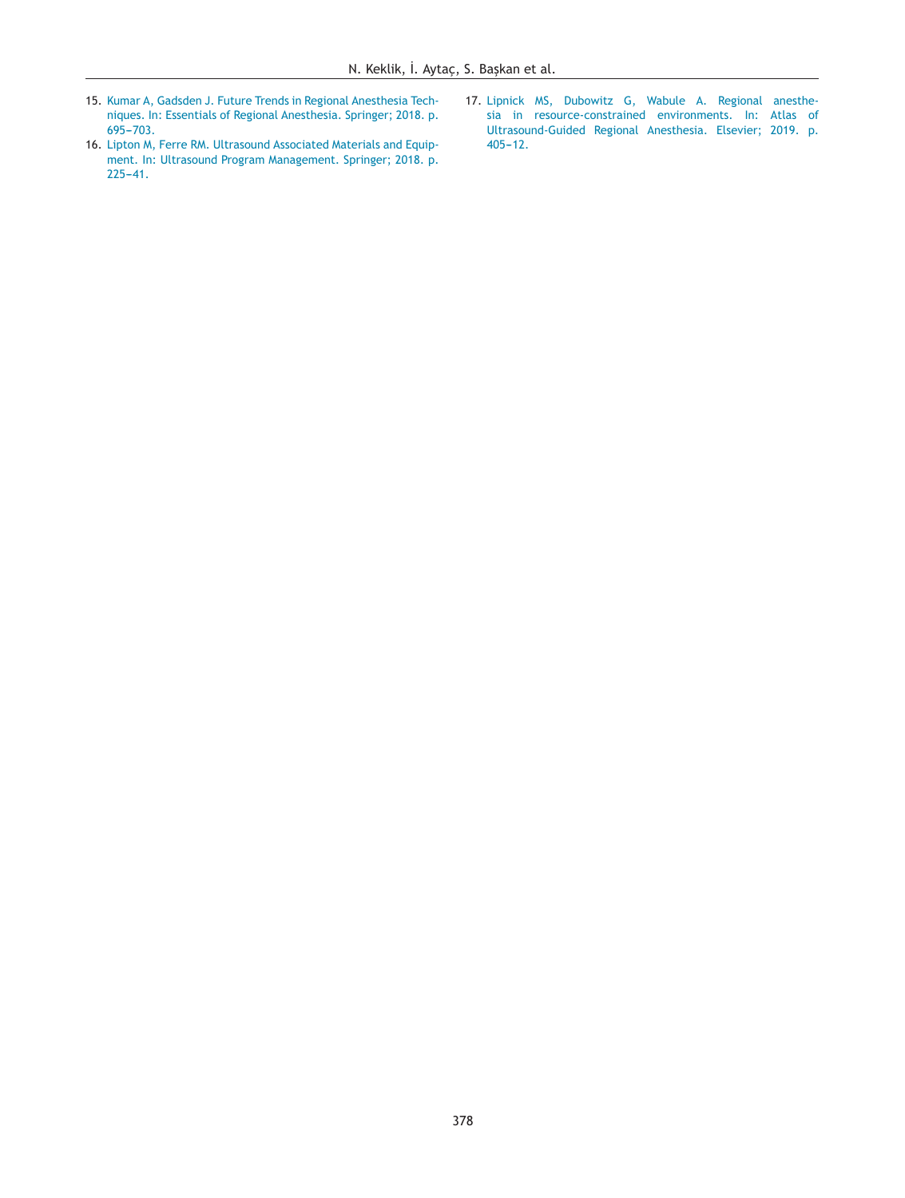15. Kumar A, Gadsden J. Future Trends in Regional Anesthesia Techniques. In: Essentials of Regional Anesthesia. Springer; 2018. p. 695−703.
16. Lipton M, Ferre RM. Ultrasound Associated Materials and Equipment. In: Ultrasound Program Management. Springer; 2018. p. 225−41.
17. Lipnick MS, Dubowitz G, Wabule A. Regional anesthesia in resource-constrained environments. In: Atlas of Ultrasound-Guided Regional Anesthesia. Elsevier; 2019. p. 405−12.